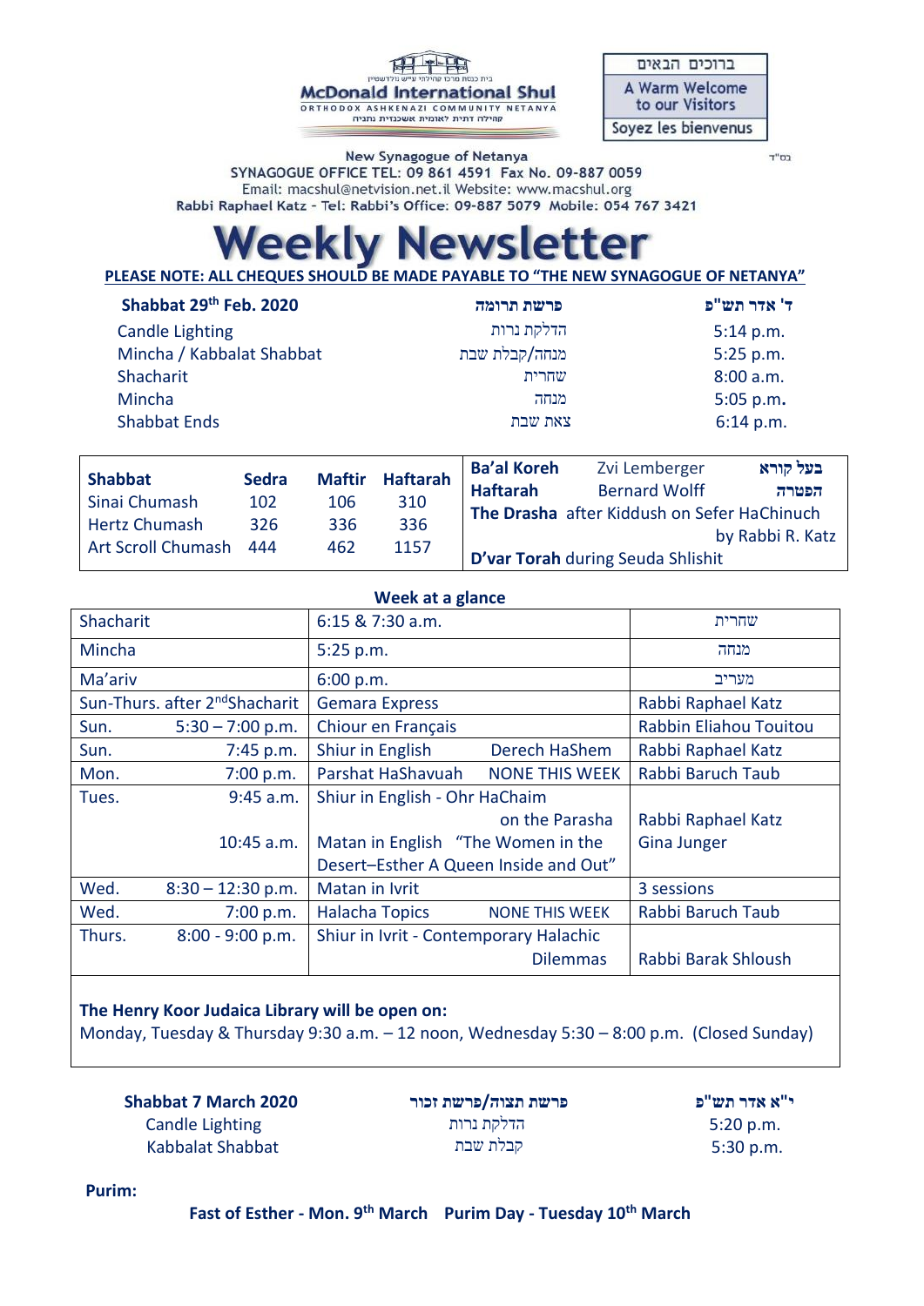בית כנסת מרכז קהילתי עייש גולדשטיין

**McDonald International Shul**

ORTHODOX ASHKENAZI COMMUNITY NETANYA

קהילה דתית לאומית אשכנזית נתניה

ברוכים הבאים

A Warm Welcome to our Visitors

Soyez les bienvenus

בס"ד

New Synagogue of Netanya

SYNAGOGUE OFFICE TEL: 09 861 4591 Fax No. 09-887 0059

Email: macshul@netvision.net.il Website: www.macshul.org

Rabbi Raphael Katz - Tel: Rabbi's Office: 09-887 5079 Mobile: 054 767 3421

# Weekly Newsletter

**PLEASE NOTE: ALL CHEQUES SHOULD BE MADE PAYABLE TO "THE NEW SYNAGOGUE OF NETANYA"**

| **Shabbat 29th Feb. 2020** | **פרשת תרומה** | **ד' אדר תש"פ** |
|---|---|---|
| Candle Lighting | הדלקת נרות | 5:14 p.m. |
| Mincha / Kabbalat Shabbat | מנחה/קבלת שבת | 5:25 p.m. |
| Shacharit | שחרית | 8:00 a.m. |
| Mincha | מנחה | 5:05 p.m. |
| Shabbat Ends | צאת שבת | 6:14 p.m. |

| **Shabbat** | **Sedra** | **Maftir** | **Haftarah** |
|---|---|---|---|
| Sinai Chumash | 102 | 106 | 310 |
| Hertz Chumash | 326 | 336 | 336 |
| Art Scroll Chumash | 444 | 462 | 1157 |

**Ba'al Koreh** Zvi Lemberger **בעל קורא**

**Haftarah** Bernard Wolff **הפטרה**

**The Drasha** after Kiddush on Sefer HaChinuch by Rabbi R. Katz

**D'var Torah** during Seuda Shlishit

**Week at a glance**

| | | |
|---|---|---|
| Shacharit | 6:15 & 7:30 a.m. | שחרית |
| Mincha | 5:25 p.m. | מנחה |
| Ma'ariv | 6:00 p.m. | מעריב |
| Sun-Thurs. after 2nd Shacharit | Gemara Express | Rabbi Raphael Katz |
| Sun. 5:30 – 7:00 p.m. | Chiour en Français | Rabbin Eliahou Touitou |
| Sun. 7:45 p.m. | Shiur in English Derech HaShem | Rabbi Raphael Katz |
| Mon. 7:00 p.m. | Parshat HaShavuah NONE THIS WEEK | Rabbi Baruch Taub |
| Tues. 9:45 a.m. | Shiur in English - Ohr HaChaim on the Parasha | Rabbi Raphael Katz |
| 10:45 a.m. | Matan in English "The Women in the Desert–Esther A Queen Inside and Out" | Gina Junger |
| Wed. 8:30 – 12:30 p.m. | Matan in Ivrit | 3 sessions |
| Wed. 7:00 p.m. | Halacha Topics NONE THIS WEEK | Rabbi Baruch Taub |
| Thurs. 8:00 - 9:00 p.m. | Shiur in Ivrit - Contemporary Halachic Dilemmas | Rabbi Barak Shloush |

**The Henry Koor Judaica Library will be open on:**

Monday, Tuesday & Thursday 9:30 a.m. – 12 noon, Wednesday 5:30 – 8:00 p.m. (Closed Sunday)

| **Shabbat 7 March 2020** | **פרשת תצוה/פרשת זכור** | **י"א אדר תש"פ** |
|---|---|---|
| Candle Lighting | הדלקת נרות | 5:20 p.m. |
| Kabbalat Shabbat | קבלת שבת | 5:30 p.m. |

**Purim:**

**Fast of Esther - Mon. 9th March Purim Day - Tuesday 10th March**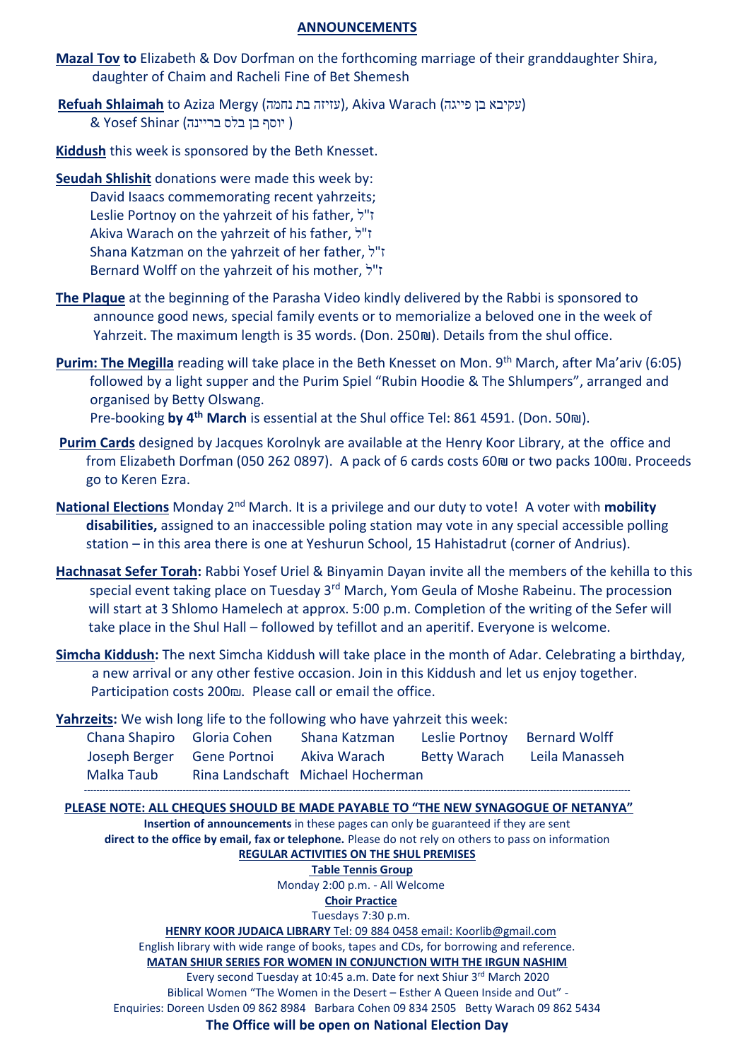## ANNOUNCEMENTS

**Mazal Tov to** Elizabeth & Dov Dorfman on the forthcoming marriage of their granddaughter Shira, daughter of Chaim and Racheli Fine of Bet Shemesh

**Refuah Shlaimah** to Aziza Mergy (עזיזה בת נחמה), Akiva Warach (עקיבא בן פייגה) & Yosef Shinar ( יוסף בן בלס בריינה)

**Kiddush** this week is sponsored by the Beth Knesset.

**Seudah Shlishit** donations were made this week by:
David Isaacs commemorating recent yahrzeits;
Leslie Portnoy on the yahrzeit of his father, ז"ל
Akiva Warach on the yahrzeit of his father, ז"ל
Shana Katzman on the yahrzeit of her father, ז"ל
Bernard Wolff on the yahrzeit of his mother, ז"ל

**The Plaque** at the beginning of the Parasha Video kindly delivered by the Rabbi is sponsored to announce good news, special family events or to memorialize a beloved one in the week of Yahrzeit. The maximum length is 35 words. (Don. 250₪). Details from the shul office.

**Purim: The Megilla** reading will take place in the Beth Knesset on Mon. 9th March, after Ma'ariv (6:05) followed by a light supper and the Purim Spiel "Rubin Hoodie & The Shlumpers", arranged and organised by Betty Olswang.
Pre-booking **by 4th March** is essential at the Shul office Tel: 861 4591. (Don. 50₪).

**Purim Cards** designed by Jacques Korolnyk are available at the Henry Koor Library, at the office and from Elizabeth Dorfman (050 262 0897). A pack of 6 cards costs 60₪ or two packs 100₪. Proceeds go to Keren Ezra.

**National Elections** Monday 2nd March. It is a privilege and our duty to vote! A voter with **mobility disabilities,** assigned to an inaccessible poling station may vote in any special accessible polling station – in this area there is one at Yeshurun School, 15 Hahistadrut (corner of Andrius).

**Hachnasat Sefer Torah:** Rabbi Yosef Uriel & Binyamin Dayan invite all the members of the kehilla to this special event taking place on Tuesday 3rd March, Yom Geula of Moshe Rabeinu. The procession will start at 3 Shlomo Hamelech at approx. 5:00 p.m. Completion of the writing of the Sefer will take place in the Shul Hall – followed by tefillot and an aperitif. Everyone is welcome.

**Simcha Kiddush:** The next Simcha Kiddush will take place in the month of Adar. Celebrating a birthday, a new arrival or any other festive occasion. Join in this Kiddush and let us enjoy together. Participation costs 200₪. Please call or email the office.

**Yahrzeits:** We wish long life to the following who have yahrzeit this week:

| | | | | |
|---|---|---|---|---|
| Chana Shapiro | Gloria Cohen | Shana Katzman | Leslie Portnoy | Bernard Wolff |
| Joseph Berger | Gene Portnoi | Akiva Warach | Betty Warach | Leila Manasseh |
| Malka Taub | Rina Landschaft | Michael Hocherman | | |

---

**PLEASE NOTE: ALL CHEQUES SHOULD BE MADE PAYABLE TO "THE NEW SYNAGOGUE OF NETANYA"**

**Insertion of announcements** in these pages can only be guaranteed if they are sent **direct to the office by email, fax or telephone.** Please do not rely on others to pass on information

**REGULAR ACTIVITIES ON THE SHUL PREMISES**

**Table Tennis Group**
Monday 2:00 p.m. - All Welcome

**Choir Practice**
Tuesdays 7:30 p.m.

**HENRY KOOR JUDAICA LIBRARY** Tel: 09 884 0458 email: Koorlib@gmail.com
English library with wide range of books, tapes and CDs, for borrowing and reference.

**MATAN SHIUR SERIES FOR WOMEN IN CONJUNCTION WITH THE IRGUN NASHIM**
Every second Tuesday at 10:45 a.m. Date for next Shiur 3rd March 2020
Biblical Women "The Women in the Desert – Esther A Queen Inside and Out" -
Enquiries: Doreen Usden 09 862 8984 Barbara Cohen 09 834 2505 Betty Warach 09 862 5434

**The Office will be open on National Election Day**